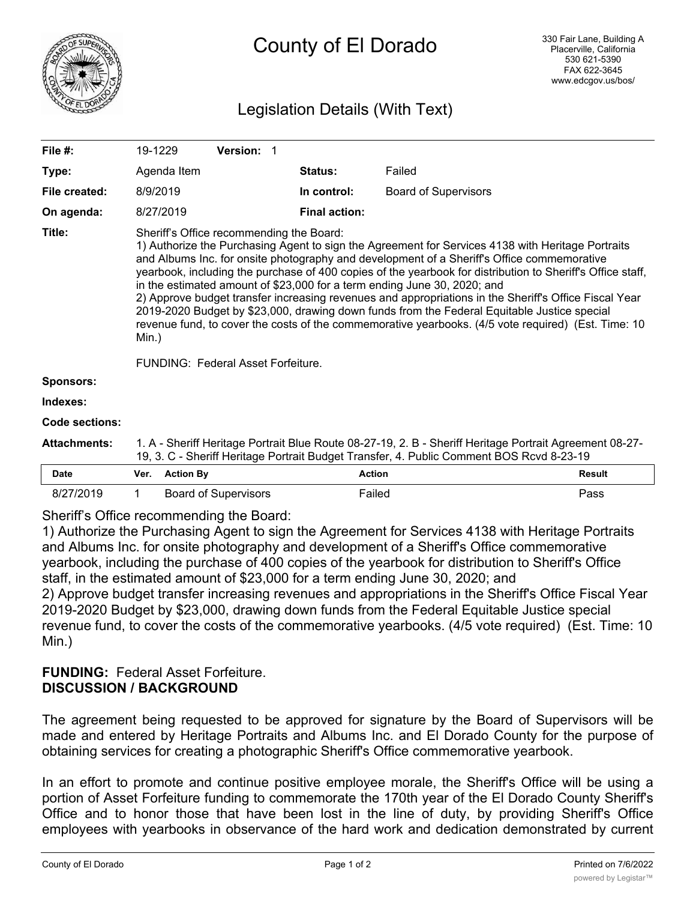# County of El Dorado

330 Fair Lane, Building A
Placerville, California
530 621-5390
FAX 622-3645
www.edcgov.us/bos/

## Legislation Details (With Text)

| | | | |
|---|---|---|---|
| **File #:** | 19-1229 **Version:** 1 | | |
| **Type:** | Agenda Item | **Status:** | Failed |
| **File created:** | 8/9/2019 | **In control:** | Board of Supervisors |
| **On agenda:** | 8/27/2019 | **Final action:** | |

**Title:** Sheriff's Office recommending the Board:
1) Authorize the Purchasing Agent to sign the Agreement for Services 4138 with Heritage Portraits and Albums Inc. for onsite photography and development of a Sheriff's Office commemorative yearbook, including the purchase of 400 copies of the yearbook for distribution to Sheriff's Office staff, in the estimated amount of $23,000 for a term ending June 30, 2020; and
2) Approve budget transfer increasing revenues and appropriations in the Sheriff's Office Fiscal Year 2019-2020 Budget by $23,000, drawing down funds from the Federal Equitable Justice special revenue fund, to cover the costs of the commemorative yearbooks. (4/5 vote required) (Est. Time: 10 Min.)

FUNDING: Federal Asset Forfeiture.

**Sponsors:**

**Indexes:**

**Code sections:**

**Attachments:** 1. A - Sheriff Heritage Portrait Blue Route 08-27-19, 2. B - Sheriff Heritage Portrait Agreement 08-27-19, 3. C - Sheriff Heritage Portrait Budget Transfer, 4. Public Comment BOS Rcvd 8-23-19

| Date | Ver. | Action By | Action | Result |
|---|---|---|---|---|
| 8/27/2019 | 1 | Board of Supervisors | Failed | Pass |

Sheriff's Office recommending the Board:
1) Authorize the Purchasing Agent to sign the Agreement for Services 4138 with Heritage Portraits and Albums Inc. for onsite photography and development of a Sheriff's Office commemorative yearbook, including the purchase of 400 copies of the yearbook for distribution to Sheriff's Office staff, in the estimated amount of $23,000 for a term ending June 30, 2020; and
2) Approve budget transfer increasing revenues and appropriations in the Sheriff's Office Fiscal Year 2019-2020 Budget by $23,000, drawing down funds from the Federal Equitable Justice special revenue fund, to cover the costs of the commemorative yearbooks. (4/5 vote required) (Est. Time: 10 Min.)

**FUNDING:** Federal Asset Forfeiture.

**DISCUSSION / BACKGROUND**

The agreement being requested to be approved for signature by the Board of Supervisors will be made and entered by Heritage Portraits and Albums Inc. and El Dorado County for the purpose of obtaining services for creating a photographic Sheriff's Office commemorative yearbook.

In an effort to promote and continue positive employee morale, the Sheriff's Office will be using a portion of Asset Forfeiture funding to commemorate the 170th year of the El Dorado County Sheriff's Office and to honor those that have been lost in the line of duty, by providing Sheriff's Office employees with yearbooks in observance of the hard work and dedication demonstrated by current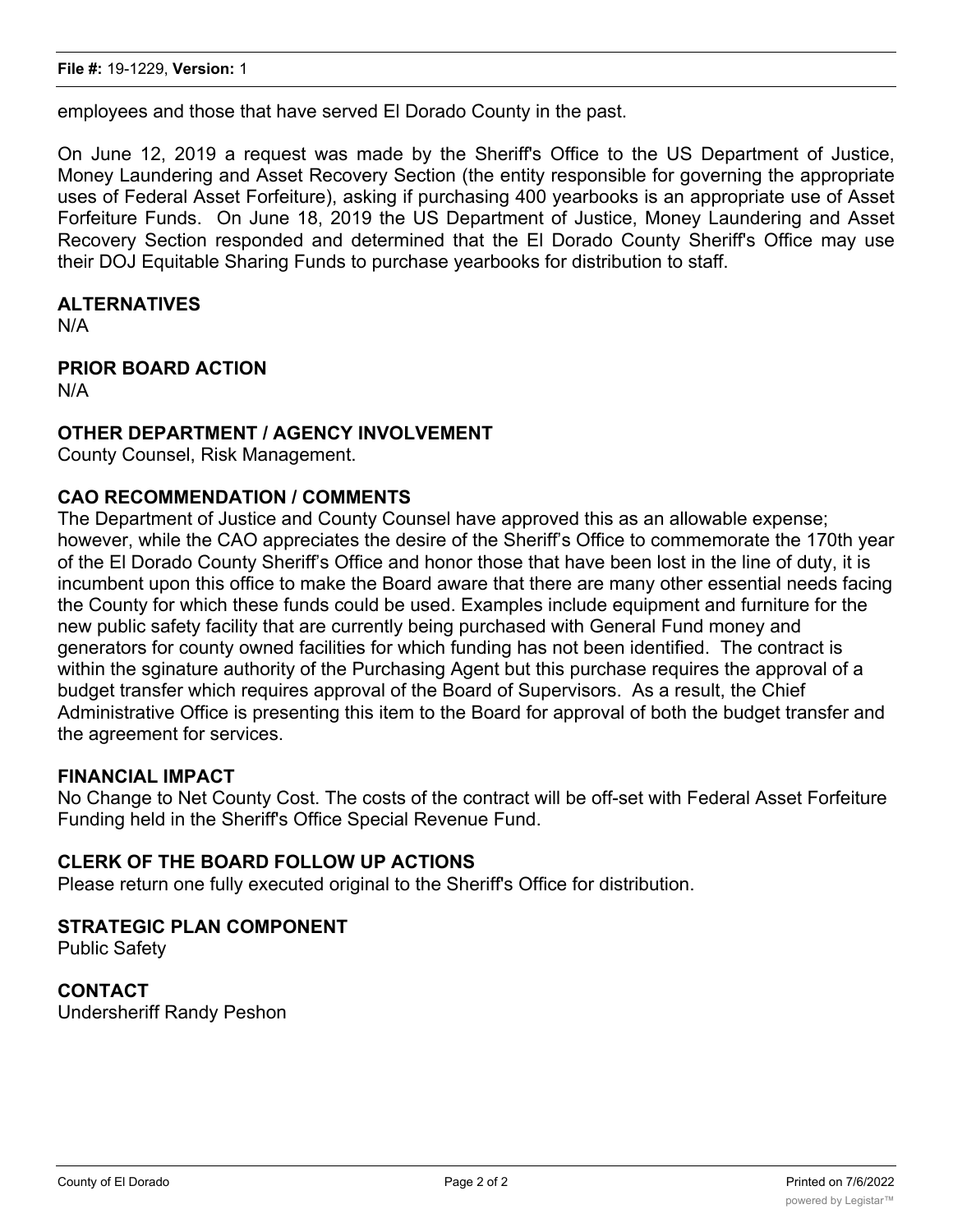employees and those that have served El Dorado County in the past.

On June 12, 2019 a request was made by the Sheriff's Office to the US Department of Justice, Money Laundering and Asset Recovery Section (the entity responsible for governing the appropriate uses of Federal Asset Forfeiture), asking if purchasing 400 yearbooks is an appropriate use of Asset Forfeiture Funds. On June 18, 2019 the US Department of Justice, Money Laundering and Asset Recovery Section responded and determined that the El Dorado County Sheriff's Office may use their DOJ Equitable Sharing Funds to purchase yearbooks for distribution to staff.

**ALTERNATIVES**
N/A

**PRIOR BOARD ACTION**
N/A

**OTHER DEPARTMENT / AGENCY INVOLVEMENT**
County Counsel, Risk Management.

**CAO RECOMMENDATION / COMMENTS**
The Department of Justice and County Counsel have approved this as an allowable expense; however, while the CAO appreciates the desire of the Sheriff's Office to commemorate the 170th year of the El Dorado County Sheriff's Office and honor those that have been lost in the line of duty, it is incumbent upon this office to make the Board aware that there are many other essential needs facing the County for which these funds could be used. Examples include equipment and furniture for the new public safety facility that are currently being purchased with General Fund money and generators for county owned facilities for which funding has not been identified. The contract is within the sginature authority of the Purchasing Agent but this purchase requires the approval of a budget transfer which requires approval of the Board of Supervisors. As a result, the Chief Administrative Office is presenting this item to the Board for approval of both the budget transfer and the agreement for services.

**FINANCIAL IMPACT**
No Change to Net County Cost. The costs of the contract will be off-set with Federal Asset Forfeiture Funding held in the Sheriff's Office Special Revenue Fund.

**CLERK OF THE BOARD FOLLOW UP ACTIONS**
Please return one fully executed original to the Sheriff's Office for distribution.

**STRATEGIC PLAN COMPONENT**
Public Safety

**CONTACT**
Undersheriff Randy Peshon